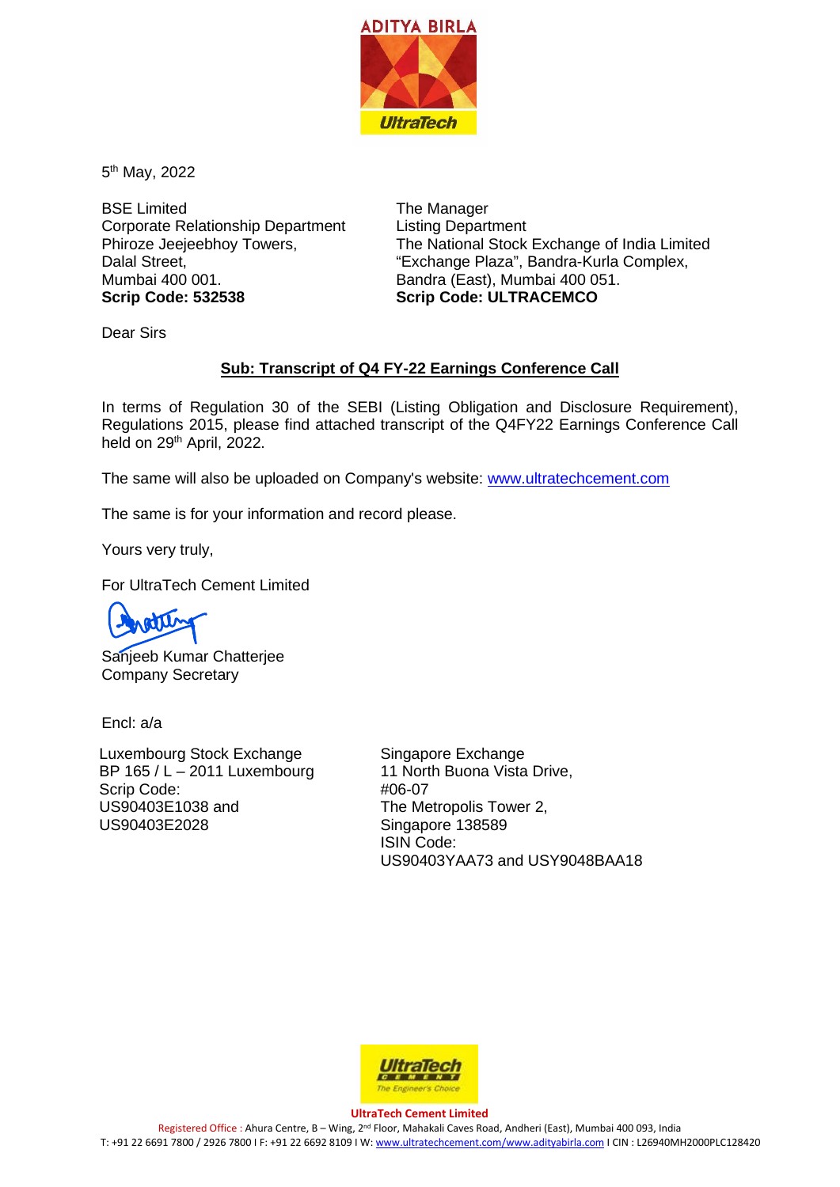5th May, 2022

BSE Limited
Corporate Relationship Department
Phiroze Jeejeebhoy Towers,
Dalal Street,
Mumbai 400 001.
**Scrip Code: 532538**

The Manager
Listing Department
The National Stock Exchange of India Limited
"Exchange Plaza", Bandra-Kurla Complex,
Bandra (East), Mumbai 400 051.
**Scrip Code: ULTRACEMCO**

Dear Sirs

**Sub: Transcript of Q4 FY-22 Earnings Conference Call**

In terms of Regulation 30 of the SEBI (Listing Obligation and Disclosure Requirement), Regulations 2015, please find attached transcript of the Q4FY22 Earnings Conference Call held on 29th April, 2022.

The same will also be uploaded on Company's website: www.ultratechcement.com

The same is for your information and record please.

Yours very truly,

For UltraTech Cement Limited

Sanjeeb Kumar Chatterjee
Company Secretary

Encl: a/a

Luxembourg Stock Exchange
BP 165 / L – 2011 Luxembourg
Scrip Code:
US90403E1038 and
US90403E2028

Singapore Exchange
11 North Buona Vista Drive,
#06-07
The Metropolis Tower 2,
Singapore 138589
ISIN Code:
US90403YAA73 and USY9048BAA18

**UltraTech Cement Limited**
Registered Office : Ahura Centre, B – Wing, 2nd Floor, Mahakali Caves Road, Andheri (East), Mumbai 400 093, India
T: +91 22 6691 7800 / 2926 7800 I F: +91 22 6692 8109 I W: www.ultratechcement.com/www.adityabirla.com I CIN : L26940MH2000PLC128420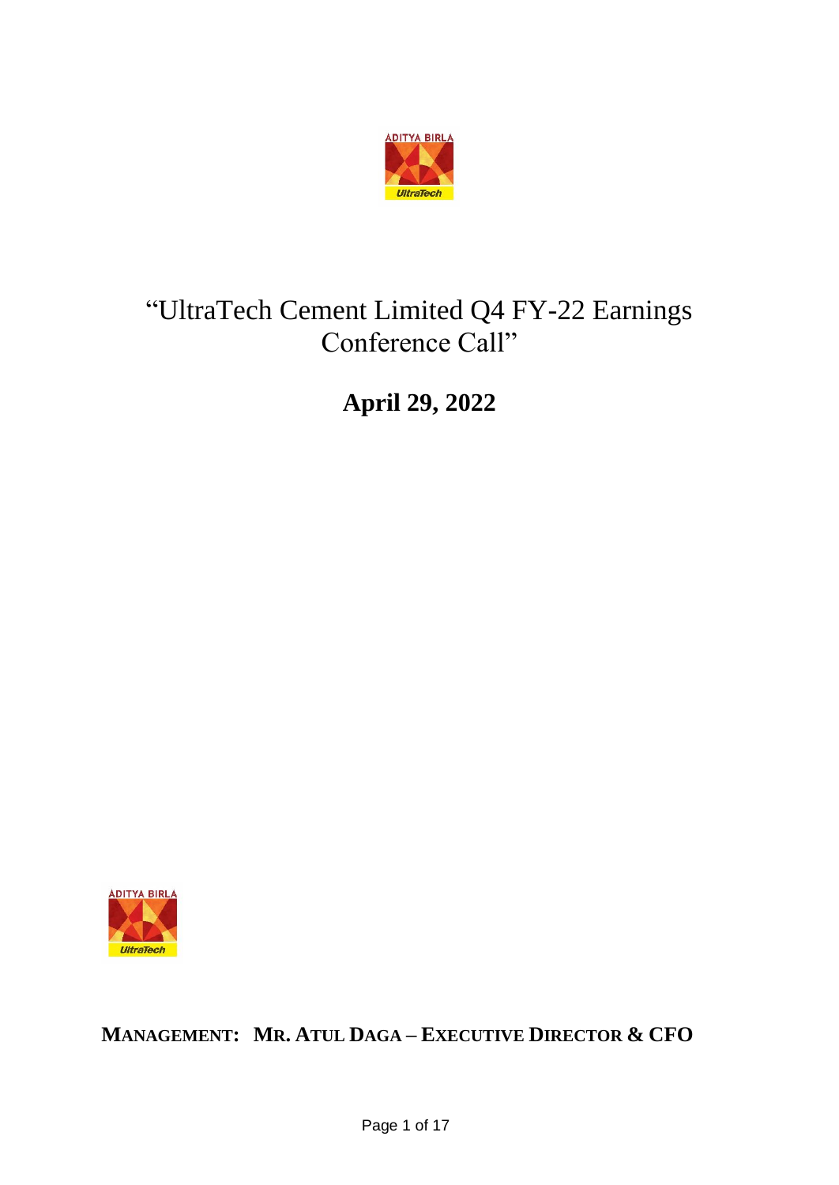# "UltraTech Cement Limited Q4 FY-22 Earnings Conference Call"

## April 29, 2022

**MANAGEMENT: MR. ATUL DAGA – EXECUTIVE DIRECTOR & CFO**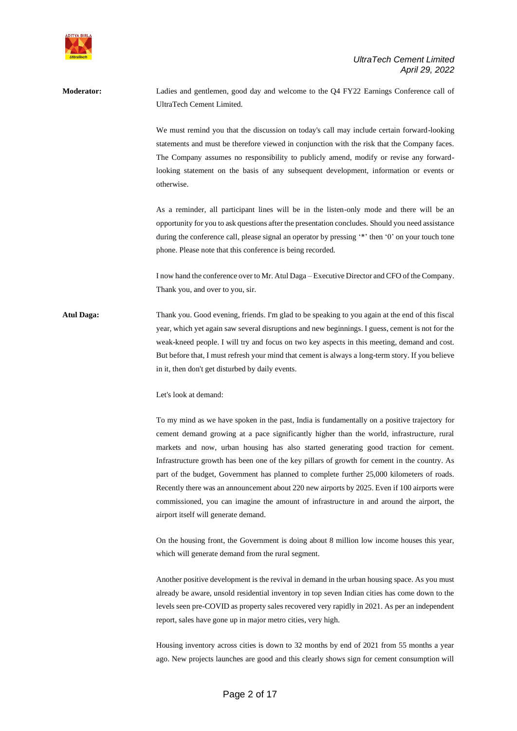**Moderator:** Ladies and gentlemen, good day and welcome to the Q4 FY22 Earnings Conference call of UltraTech Cement Limited.

We must remind you that the discussion on today's call may include certain forward-looking statements and must be therefore viewed in conjunction with the risk that the Company faces. The Company assumes no responsibility to publicly amend, modify or revise any forward-looking statement on the basis of any subsequent development, information or events or otherwise.

As a reminder, all participant lines will be in the listen-only mode and there will be an opportunity for you to ask questions after the presentation concludes. Should you need assistance during the conference call, please signal an operator by pressing '*' then '0' on your touch tone phone. Please note that this conference is being recorded.

I now hand the conference over to Mr. Atul Daga – Executive Director and CFO of the Company. Thank you, and over to you, sir.

**Atul Daga:** Thank you. Good evening, friends. I'm glad to be speaking to you again at the end of this fiscal year, which yet again saw several disruptions and new beginnings. I guess, cement is not for the weak-kneed people. I will try and focus on two key aspects in this meeting, demand and cost. But before that, I must refresh your mind that cement is always a long-term story. If you believe in it, then don't get disturbed by daily events.

Let's look at demand:

To my mind as we have spoken in the past, India is fundamentally on a positive trajectory for cement demand growing at a pace significantly higher than the world, infrastructure, rural markets and now, urban housing has also started generating good traction for cement. Infrastructure growth has been one of the key pillars of growth for cement in the country. As part of the budget, Government has planned to complete further 25,000 kilometers of roads. Recently there was an announcement about 220 new airports by 2025. Even if 100 airports were commissioned, you can imagine the amount of infrastructure in and around the airport, the airport itself will generate demand.

On the housing front, the Government is doing about 8 million low income houses this year, which will generate demand from the rural segment.

Another positive development is the revival in demand in the urban housing space. As you must already be aware, unsold residential inventory in top seven Indian cities has come down to the levels seen pre-COVID as property sales recovered very rapidly in 2021. As per an independent report, sales have gone up in major metro cities, very high.

Housing inventory across cities is down to 32 months by end of 2021 from 55 months a year ago. New projects launches are good and this clearly shows sign for cement consumption will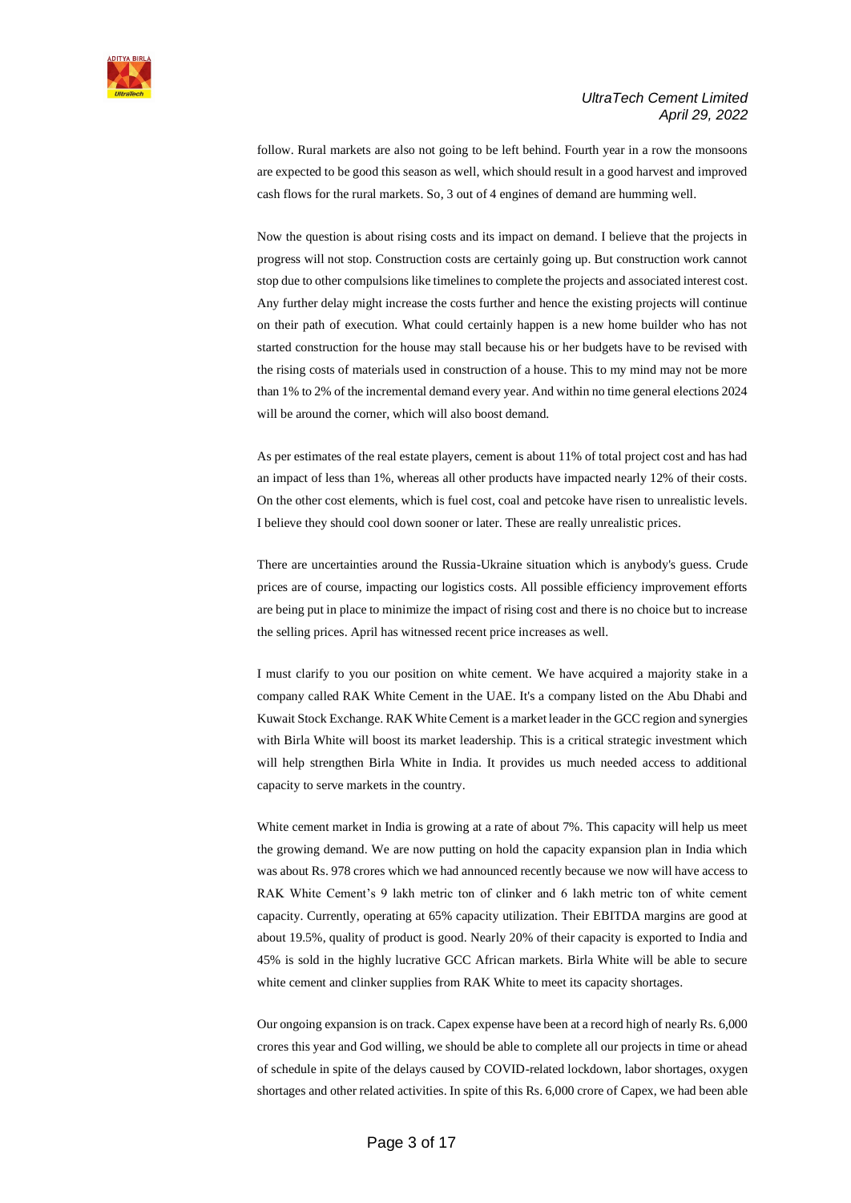follow. Rural markets are also not going to be left behind. Fourth year in a row the monsoons are expected to be good this season as well, which should result in a good harvest and improved cash flows for the rural markets. So, 3 out of 4 engines of demand are humming well.

Now the question is about rising costs and its impact on demand. I believe that the projects in progress will not stop. Construction costs are certainly going up. But construction work cannot stop due to other compulsions like timelines to complete the projects and associated interest cost. Any further delay might increase the costs further and hence the existing projects will continue on their path of execution. What could certainly happen is a new home builder who has not started construction for the house may stall because his or her budgets have to be revised with the rising costs of materials used in construction of a house. This to my mind may not be more than 1% to 2% of the incremental demand every year. And within no time general elections 2024 will be around the corner, which will also boost demand.

As per estimates of the real estate players, cement is about 11% of total project cost and has had an impact of less than 1%, whereas all other products have impacted nearly 12% of their costs. On the other cost elements, which is fuel cost, coal and petcoke have risen to unrealistic levels. I believe they should cool down sooner or later. These are really unrealistic prices.

There are uncertainties around the Russia-Ukraine situation which is anybody's guess. Crude prices are of course, impacting our logistics costs. All possible efficiency improvement efforts are being put in place to minimize the impact of rising cost and there is no choice but to increase the selling prices. April has witnessed recent price increases as well.

I must clarify to you our position on white cement. We have acquired a majority stake in a company called RAK White Cement in the UAE. It's a company listed on the Abu Dhabi and Kuwait Stock Exchange. RAK White Cement is a market leader in the GCC region and synergies with Birla White will boost its market leadership. This is a critical strategic investment which will help strengthen Birla White in India. It provides us much needed access to additional capacity to serve markets in the country.

White cement market in India is growing at a rate of about 7%. This capacity will help us meet the growing demand. We are now putting on hold the capacity expansion plan in India which was about Rs. 978 crores which we had announced recently because we now will have access to RAK White Cement's 9 lakh metric ton of clinker and 6 lakh metric ton of white cement capacity. Currently, operating at 65% capacity utilization. Their EBITDA margins are good at about 19.5%, quality of product is good. Nearly 20% of their capacity is exported to India and 45% is sold in the highly lucrative GCC African markets. Birla White will be able to secure white cement and clinker supplies from RAK White to meet its capacity shortages.

Our ongoing expansion is on track. Capex expense have been at a record high of nearly Rs. 6,000 crores this year and God willing, we should be able to complete all our projects in time or ahead of schedule in spite of the delays caused by COVID-related lockdown, labor shortages, oxygen shortages and other related activities. In spite of this Rs. 6,000 crore of Capex, we had been able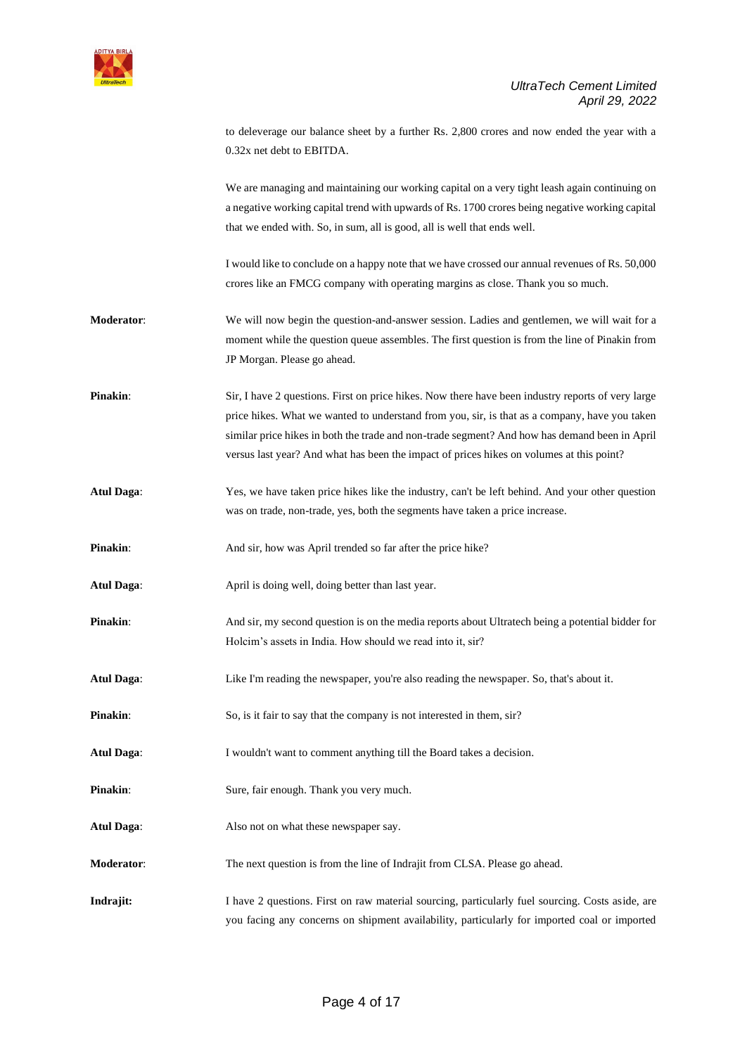to deleverage our balance sheet by a further Rs. 2,800 crores and now ended the year with a 0.32x net debt to EBITDA.

We are managing and maintaining our working capital on a very tight leash again continuing on a negative working capital trend with upwards of Rs. 1700 crores being negative working capital that we ended with. So, in sum, all is good, all is well that ends well.

I would like to conclude on a happy note that we have crossed our annual revenues of Rs. 50,000 crores like an FMCG company with operating margins as close. Thank you so much.

**Moderator**: We will now begin the question-and-answer session. Ladies and gentlemen, we will wait for a moment while the question queue assembles. The first question is from the line of Pinakin from JP Morgan. Please go ahead.

**Pinakin**: Sir, I have 2 questions. First on price hikes. Now there have been industry reports of very large price hikes. What we wanted to understand from you, sir, is that as a company, have you taken similar price hikes in both the trade and non-trade segment? And how has demand been in April versus last year? And what has been the impact of prices hikes on volumes at this point?

**Atul Daga**: Yes, we have taken price hikes like the industry, can't be left behind. And your other question was on trade, non-trade, yes, both the segments have taken a price increase.

**Pinakin**: And sir, how was April trended so far after the price hike?

**Atul Daga**: April is doing well, doing better than last year.

**Pinakin**: And sir, my second question is on the media reports about Ultratech being a potential bidder for Holcim's assets in India. How should we read into it, sir?

**Atul Daga**: Like I'm reading the newspaper, you're also reading the newspaper. So, that's about it.

**Pinakin**: So, is it fair to say that the company is not interested in them, sir?

**Atul Daga**: I wouldn't want to comment anything till the Board takes a decision.

**Pinakin**: Sure, fair enough. Thank you very much.

**Atul Daga**: Also not on what these newspaper say.

**Moderator**: The next question is from the line of Indrajit from CLSA. Please go ahead.

**Indrajit:** I have 2 questions. First on raw material sourcing, particularly fuel sourcing. Costs aside, are you facing any concerns on shipment availability, particularly for imported coal or imported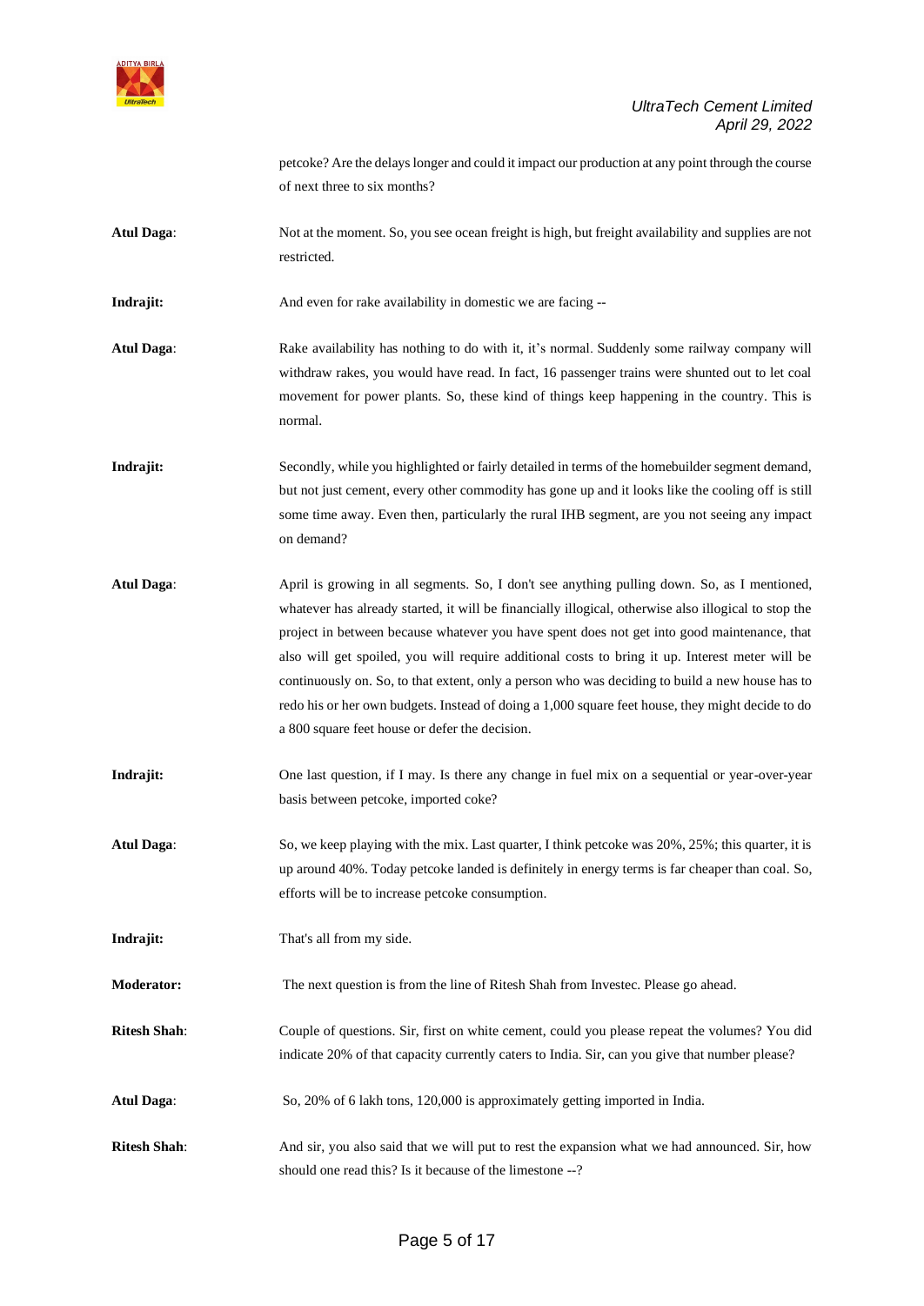petcoke? Are the delays longer and could it impact our production at any point through the course of next three to six months?

**Atul Daga**: Not at the moment. So, you see ocean freight is high, but freight availability and supplies are not restricted.

**Indrajit:** And even for rake availability in domestic we are facing --

**Atul Daga**: Rake availability has nothing to do with it, it's normal. Suddenly some railway company will withdraw rakes, you would have read. In fact, 16 passenger trains were shunted out to let coal movement for power plants. So, these kind of things keep happening in the country. This is normal.

**Indrajit:** Secondly, while you highlighted or fairly detailed in terms of the homebuilder segment demand, but not just cement, every other commodity has gone up and it looks like the cooling off is still some time away. Even then, particularly the rural IHB segment, are you not seeing any impact on demand?

**Atul Daga**: April is growing in all segments. So, I don't see anything pulling down. So, as I mentioned, whatever has already started, it will be financially illogical, otherwise also illogical to stop the project in between because whatever you have spent does not get into good maintenance, that also will get spoiled, you will require additional costs to bring it up. Interest meter will be continuously on. So, to that extent, only a person who was deciding to build a new house has to redo his or her own budgets. Instead of doing a 1,000 square feet house, they might decide to do a 800 square feet house or defer the decision.

**Indrajit:** One last question, if I may. Is there any change in fuel mix on a sequential or year-over-year basis between petcoke, imported coke?

**Atul Daga**: So, we keep playing with the mix. Last quarter, I think petcoke was 20%, 25%; this quarter, it is up around 40%. Today petcoke landed is definitely in energy terms is far cheaper than coal. So, efforts will be to increase petcoke consumption.

**Indrajit:** That's all from my side.

**Moderator:** The next question is from the line of Ritesh Shah from Investec. Please go ahead.

**Ritesh Shah**: Couple of questions. Sir, first on white cement, could you please repeat the volumes? You did indicate 20% of that capacity currently caters to India. Sir, can you give that number please?

**Atul Daga**: So, 20% of 6 lakh tons, 120,000 is approximately getting imported in India.

**Ritesh Shah**: And sir, you also said that we will put to rest the expansion what we had announced. Sir, how should one read this? Is it because of the limestone --?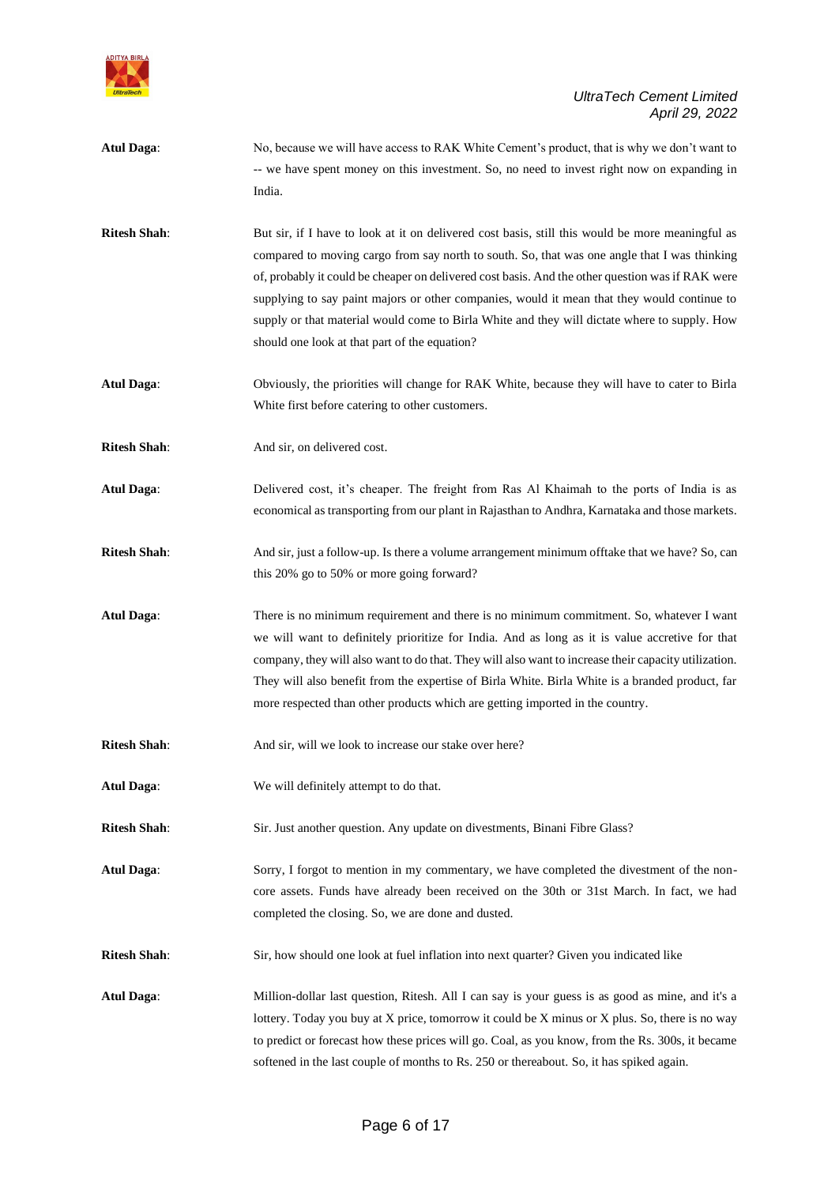**Atul Daga**: No, because we will have access to RAK White Cement's product, that is why we don't want to -- we have spent money on this investment. So, no need to invest right now on expanding in India.

**Ritesh Shah**: But sir, if I have to look at it on delivered cost basis, still this would be more meaningful as compared to moving cargo from say north to south. So, that was one angle that I was thinking of, probably it could be cheaper on delivered cost basis. And the other question was if RAK were supplying to say paint majors or other companies, would it mean that they would continue to supply or that material would come to Birla White and they will dictate where to supply. How should one look at that part of the equation?

**Atul Daga**: Obviously, the priorities will change for RAK White, because they will have to cater to Birla White first before catering to other customers.

**Ritesh Shah**: And sir, on delivered cost.

**Atul Daga**: Delivered cost, it's cheaper. The freight from Ras Al Khaimah to the ports of India is as economical as transporting from our plant in Rajasthan to Andhra, Karnataka and those markets.

**Ritesh Shah**: And sir, just a follow-up. Is there a volume arrangement minimum offtake that we have? So, can this 20% go to 50% or more going forward?

**Atul Daga**: There is no minimum requirement and there is no minimum commitment. So, whatever I want we will want to definitely prioritize for India. And as long as it is value accretive for that company, they will also want to do that. They will also want to increase their capacity utilization. They will also benefit from the expertise of Birla White. Birla White is a branded product, far more respected than other products which are getting imported in the country.

**Ritesh Shah**: And sir, will we look to increase our stake over here?

**Atul Daga**: We will definitely attempt to do that.

**Ritesh Shah**: Sir. Just another question. Any update on divestments, Binani Fibre Glass?

**Atul Daga**: Sorry, I forgot to mention in my commentary, we have completed the divestment of the non-core assets. Funds have already been received on the 30th or 31st March. In fact, we had completed the closing. So, we are done and dusted.

**Ritesh Shah**: Sir, how should one look at fuel inflation into next quarter? Given you indicated like

**Atul Daga**: Million-dollar last question, Ritesh. All I can say is your guess is as good as mine, and it's a lottery. Today you buy at X price, tomorrow it could be X minus or X plus. So, there is no way to predict or forecast how these prices will go. Coal, as you know, from the Rs. 300s, it became softened in the last couple of months to Rs. 250 or thereabout. So, it has spiked again.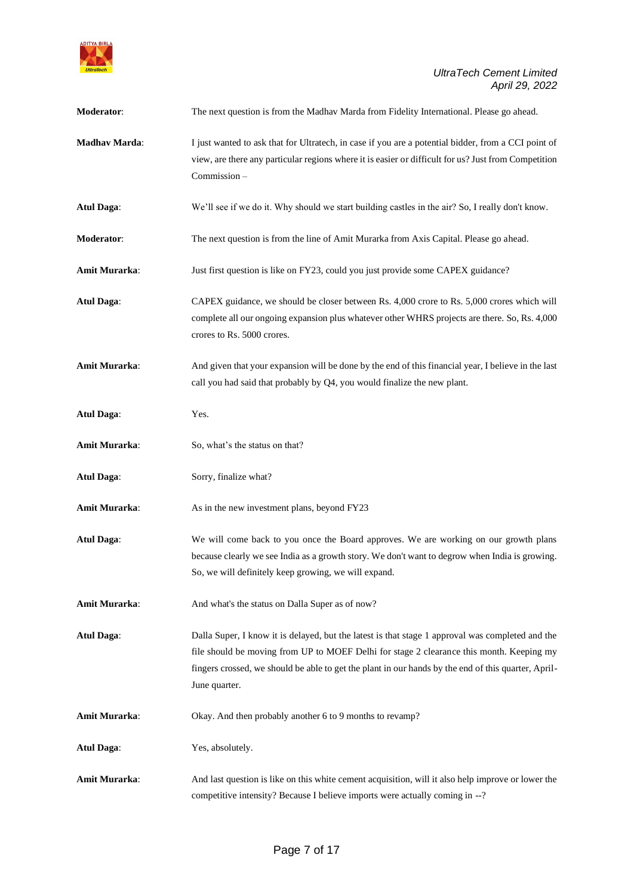**Moderator**: The next question is from the Madhav Marda from Fidelity International. Please go ahead.

**Madhav Marda**: I just wanted to ask that for Ultratech, in case if you are a potential bidder, from a CCI point of view, are there any particular regions where it is easier or difficult for us? Just from Competition Commission –

**Atul Daga**: We'll see if we do it. Why should we start building castles in the air? So, I really don't know.

**Moderator**: The next question is from the line of Amit Murarka from Axis Capital. Please go ahead.

**Amit Murarka**: Just first question is like on FY23, could you just provide some CAPEX guidance?

**Atul Daga**: CAPEX guidance, we should be closer between Rs. 4,000 crore to Rs. 5,000 crores which will complete all our ongoing expansion plus whatever other WHRS projects are there. So, Rs. 4,000 crores to Rs. 5000 crores.

**Amit Murarka**: And given that your expansion will be done by the end of this financial year, I believe in the last call you had said that probably by Q4, you would finalize the new plant.

**Atul Daga**: Yes.

**Amit Murarka**: So, what's the status on that?

**Atul Daga**: Sorry, finalize what?

**Amit Murarka**: As in the new investment plans, beyond FY23

**Atul Daga**: We will come back to you once the Board approves. We are working on our growth plans because clearly we see India as a growth story. We don't want to degrow when India is growing. So, we will definitely keep growing, we will expand.

**Amit Murarka**: And what's the status on Dalla Super as of now?

**Atul Daga**: Dalla Super, I know it is delayed, but the latest is that stage 1 approval was completed and the file should be moving from UP to MOEF Delhi for stage 2 clearance this month. Keeping my fingers crossed, we should be able to get the plant in our hands by the end of this quarter, April-June quarter.

**Amit Murarka**: Okay. And then probably another 6 to 9 months to revamp?

**Atul Daga**: Yes, absolutely.

**Amit Murarka**: And last question is like on this white cement acquisition, will it also help improve or lower the competitive intensity? Because I believe imports were actually coming in --?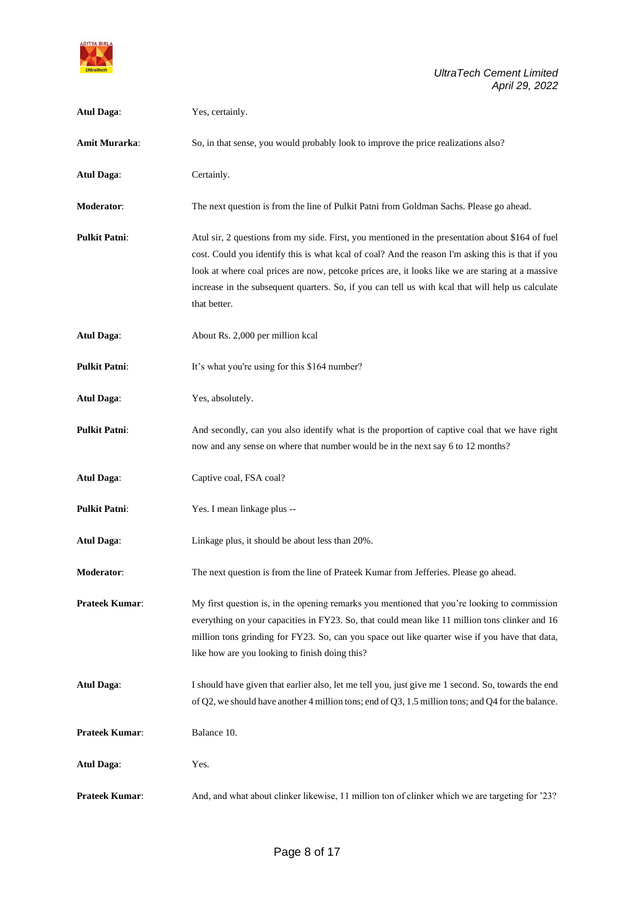**Atul Daga**: Yes, certainly.

**Amit Murarka**: So, in that sense, you would probably look to improve the price realizations also?

**Atul Daga**: Certainly.

**Moderator**: The next question is from the line of Pulkit Patni from Goldman Sachs. Please go ahead.

**Pulkit Patni**: Atul sir, 2 questions from my side. First, you mentioned in the presentation about $164 of fuel cost. Could you identify this is what kcal of coal? And the reason I'm asking this is that if you look at where coal prices are now, petcoke prices are, it looks like we are staring at a massive increase in the subsequent quarters. So, if you can tell us with kcal that will help us calculate that better.

**Atul Daga**: About Rs. 2,000 per million kcal

**Pulkit Patni**: It's what you're using for this $164 number?

**Atul Daga**: Yes, absolutely.

**Pulkit Patni**: And secondly, can you also identify what is the proportion of captive coal that we have right now and any sense on where that number would be in the next say 6 to 12 months?

**Atul Daga**: Captive coal, FSA coal?

**Pulkit Patni**: Yes. I mean linkage plus --

**Atul Daga**: Linkage plus, it should be about less than 20%.

**Moderator**: The next question is from the line of Prateek Kumar from Jefferies. Please go ahead.

**Prateek Kumar**: My first question is, in the opening remarks you mentioned that you're looking to commission everything on your capacities in FY23. So, that could mean like 11 million tons clinker and 16 million tons grinding for FY23. So, can you space out like quarter wise if you have that data, like how are you looking to finish doing this?

**Atul Daga**: I should have given that earlier also, let me tell you, just give me 1 second. So, towards the end of Q2, we should have another 4 million tons; end of Q3, 1.5 million tons; and Q4 for the balance.

**Prateek Kumar**: Balance 10.

**Atul Daga**: Yes.

**Prateek Kumar**: And, and what about clinker likewise, 11 million ton of clinker which we are targeting for '23?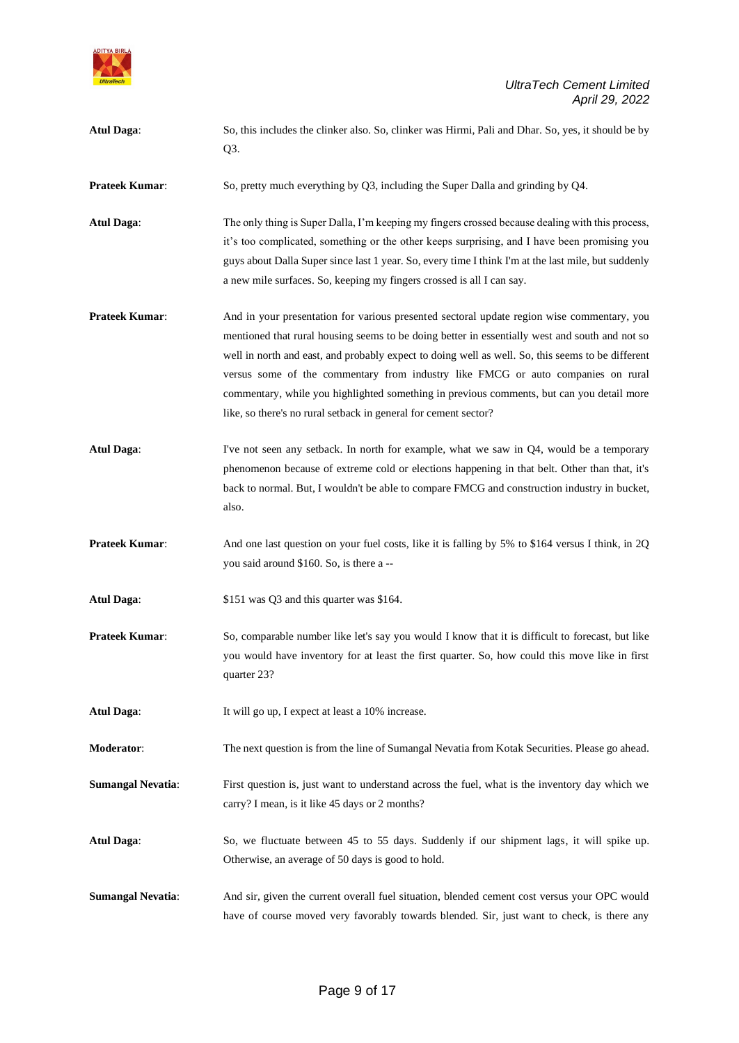**Atul Daga**: So, this includes the clinker also. So, clinker was Hirmi, Pali and Dhar. So, yes, it should be by Q3.

**Prateek Kumar**: So, pretty much everything by Q3, including the Super Dalla and grinding by Q4.

**Atul Daga**: The only thing is Super Dalla, I'm keeping my fingers crossed because dealing with this process, it's too complicated, something or the other keeps surprising, and I have been promising you guys about Dalla Super since last 1 year. So, every time I think I'm at the last mile, but suddenly a new mile surfaces. So, keeping my fingers crossed is all I can say.

**Prateek Kumar**: And in your presentation for various presented sectoral update region wise commentary, you mentioned that rural housing seems to be doing better in essentially west and south and not so well in north and east, and probably expect to doing well as well. So, this seems to be different versus some of the commentary from industry like FMCG or auto companies on rural commentary, while you highlighted something in previous comments, but can you detail more like, so there's no rural setback in general for cement sector?

**Atul Daga**: I've not seen any setback. In north for example, what we saw in Q4, would be a temporary phenomenon because of extreme cold or elections happening in that belt. Other than that, it's back to normal. But, I wouldn't be able to compare FMCG and construction industry in bucket, also.

**Prateek Kumar**: And one last question on your fuel costs, like it is falling by 5% to $164 versus I think, in 2Q you said around $160. So, is there a --

**Atul Daga**: $151 was Q3 and this quarter was $164.

**Prateek Kumar**: So, comparable number like let's say you would I know that it is difficult to forecast, but like you would have inventory for at least the first quarter. So, how could this move like in first quarter 23?

**Atul Daga**: It will go up, I expect at least a 10% increase.

**Moderator**: The next question is from the line of Sumangal Nevatia from Kotak Securities. Please go ahead.

**Sumangal Nevatia**: First question is, just want to understand across the fuel, what is the inventory day which we carry? I mean, is it like 45 days or 2 months?

**Atul Daga**: So, we fluctuate between 45 to 55 days. Suddenly if our shipment lags, it will spike up. Otherwise, an average of 50 days is good to hold.

**Sumangal Nevatia**: And sir, given the current overall fuel situation, blended cement cost versus your OPC would have of course moved very favorably towards blended. Sir, just want to check, is there any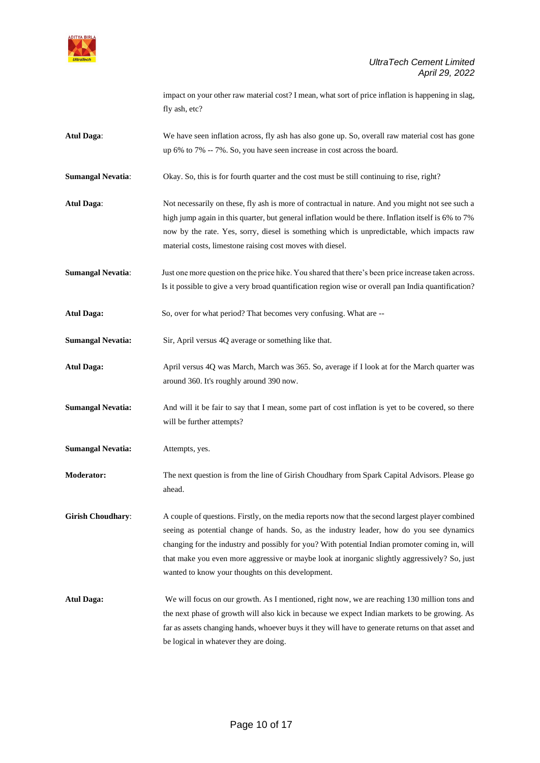impact on your other raw material cost? I mean, what sort of price inflation is happening in slag, fly ash, etc?

**Atul Daga**: We have seen inflation across, fly ash has also gone up. So, overall raw material cost has gone up 6% to 7% -- 7%. So, you have seen increase in cost across the board.

**Sumangal Nevatia**: Okay. So, this is for fourth quarter and the cost must be still continuing to rise, right?

**Atul Daga**: Not necessarily on these, fly ash is more of contractual in nature. And you might not see such a high jump again in this quarter, but general inflation would be there. Inflation itself is 6% to 7% now by the rate. Yes, sorry, diesel is something which is unpredictable, which impacts raw material costs, limestone raising cost moves with diesel.

**Sumangal Nevatia**: Just one more question on the price hike. You shared that there's been price increase taken across. Is it possible to give a very broad quantification region wise or overall pan India quantification?

**Atul Daga:** So, over for what period? That becomes very confusing. What are --

**Sumangal Nevatia:** Sir, April versus 4Q average or something like that.

**Atul Daga:** April versus 4Q was March, March was 365. So, average if I look at for the March quarter was around 360. It's roughly around 390 now.

**Sumangal Nevatia:** And will it be fair to say that I mean, some part of cost inflation is yet to be covered, so there will be further attempts?

**Sumangal Nevatia:** Attempts, yes.

**Moderator:** The next question is from the line of Girish Choudhary from Spark Capital Advisors. Please go ahead.

**Girish Choudhary**: A couple of questions. Firstly, on the media reports now that the second largest player combined seeing as potential change of hands. So, as the industry leader, how do you see dynamics changing for the industry and possibly for you? With potential Indian promoter coming in, will that make you even more aggressive or maybe look at inorganic slightly aggressively? So, just wanted to know your thoughts on this development.

**Atul Daga:** We will focus on our growth. As I mentioned, right now, we are reaching 130 million tons and the next phase of growth will also kick in because we expect Indian markets to be growing. As far as assets changing hands, whoever buys it they will have to generate returns on that asset and be logical in whatever they are doing.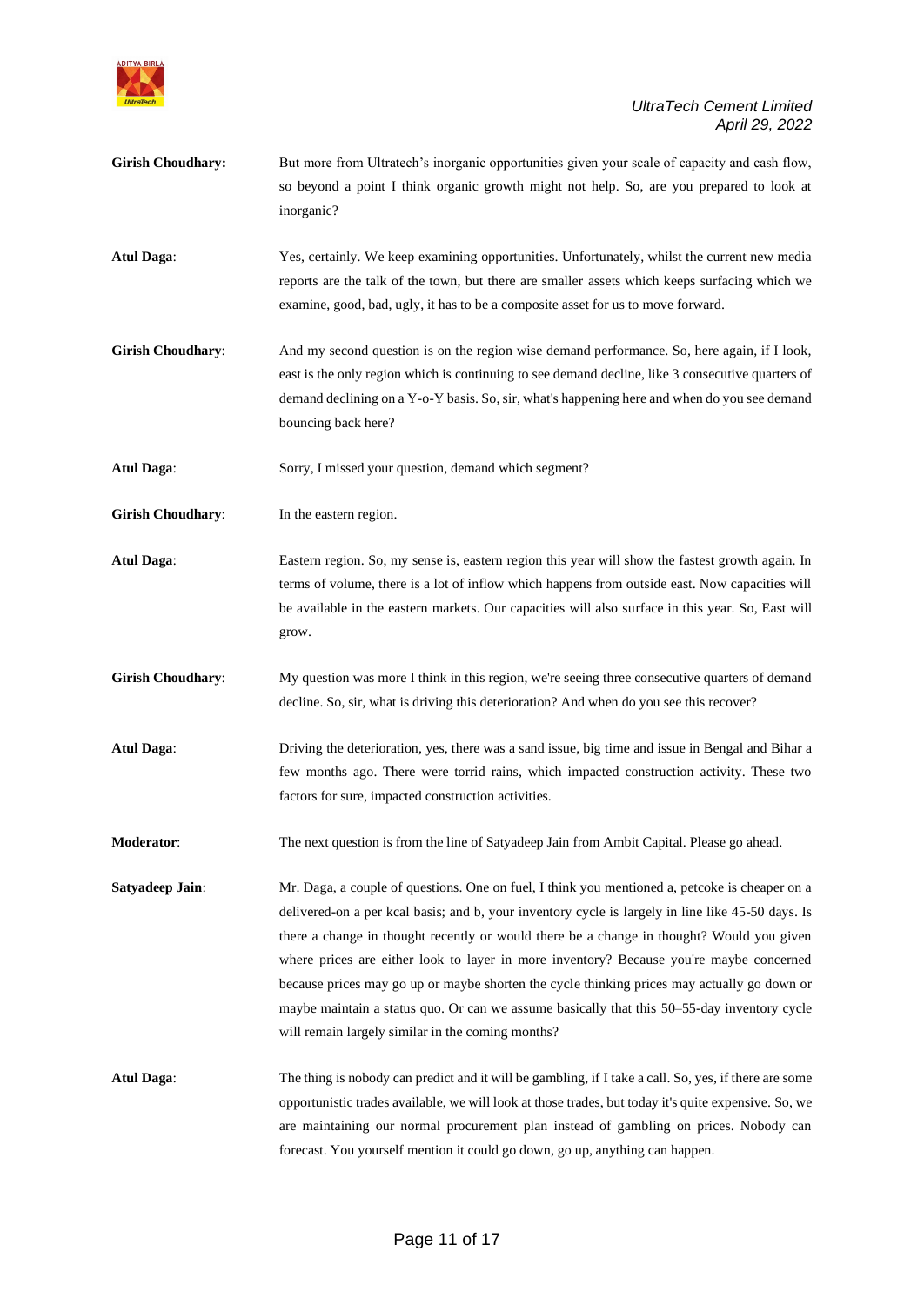**Girish Choudhary:** But more from Ultratech's inorganic opportunities given your scale of capacity and cash flow, so beyond a point I think organic growth might not help. So, are you prepared to look at inorganic?

**Atul Daga**: Yes, certainly. We keep examining opportunities. Unfortunately, whilst the current new media reports are the talk of the town, but there are smaller assets which keeps surfacing which we examine, good, bad, ugly, it has to be a composite asset for us to move forward.

**Girish Choudhary**: And my second question is on the region wise demand performance. So, here again, if I look, east is the only region which is continuing to see demand decline, like 3 consecutive quarters of demand declining on a Y-o-Y basis. So, sir, what's happening here and when do you see demand bouncing back here?

**Atul Daga**: Sorry, I missed your question, demand which segment?

**Girish Choudhary**: In the eastern region.

**Atul Daga**: Eastern region. So, my sense is, eastern region this year will show the fastest growth again. In terms of volume, there is a lot of inflow which happens from outside east. Now capacities will be available in the eastern markets. Our capacities will also surface in this year. So, East will grow.

**Girish Choudhary**: My question was more I think in this region, we're seeing three consecutive quarters of demand decline. So, sir, what is driving this deterioration? And when do you see this recover?

**Atul Daga**: Driving the deterioration, yes, there was a sand issue, big time and issue in Bengal and Bihar a few months ago. There were torrid rains, which impacted construction activity. These two factors for sure, impacted construction activities.

**Moderator**: The next question is from the line of Satyadeep Jain from Ambit Capital. Please go ahead.

**Satyadeep Jain**: Mr. Daga, a couple of questions. One on fuel, I think you mentioned a, petcoke is cheaper on a delivered-on a per kcal basis; and b, your inventory cycle is largely in line like 45-50 days. Is there a change in thought recently or would there be a change in thought? Would you given where prices are either look to layer in more inventory? Because you're maybe concerned because prices may go up or maybe shorten the cycle thinking prices may actually go down or maybe maintain a status quo. Or can we assume basically that this 50–55-day inventory cycle will remain largely similar in the coming months?

**Atul Daga**: The thing is nobody can predict and it will be gambling, if I take a call. So, yes, if there are some opportunistic trades available, we will look at those trades, but today it's quite expensive. So, we are maintaining our normal procurement plan instead of gambling on prices. Nobody can forecast. You yourself mention it could go down, go up, anything can happen.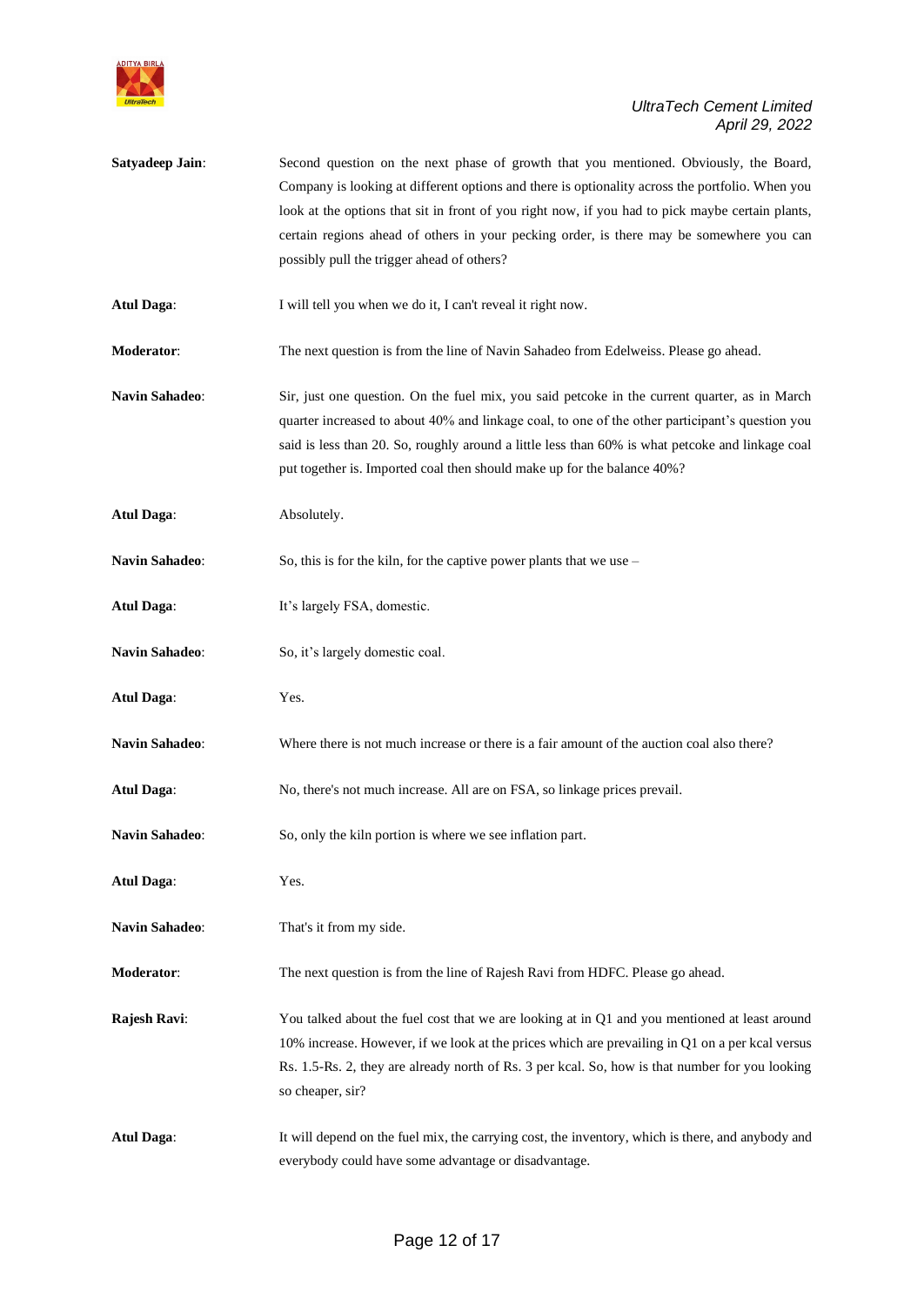**Satyadeep Jain**: Second question on the next phase of growth that you mentioned. Obviously, the Board, Company is looking at different options and there is optionality across the portfolio. When you look at the options that sit in front of you right now, if you had to pick maybe certain plants, certain regions ahead of others in your pecking order, is there may be somewhere you can possibly pull the trigger ahead of others?

**Atul Daga**: I will tell you when we do it, I can't reveal it right now.

**Moderator**: The next question is from the line of Navin Sahadeo from Edelweiss. Please go ahead.

**Navin Sahadeo**: Sir, just one question. On the fuel mix, you said petcoke in the current quarter, as in March quarter increased to about 40% and linkage coal, to one of the other participant's question you said is less than 20. So, roughly around a little less than 60% is what petcoke and linkage coal put together is. Imported coal then should make up for the balance 40%?

**Atul Daga**: Absolutely.

**Navin Sahadeo**: So, this is for the kiln, for the captive power plants that we use –

**Atul Daga**: It's largely FSA, domestic.

**Navin Sahadeo**: So, it's largely domestic coal.

**Atul Daga**: Yes.

**Navin Sahadeo**: Where there is not much increase or there is a fair amount of the auction coal also there?

**Atul Daga**: No, there's not much increase. All are on FSA, so linkage prices prevail.

**Navin Sahadeo**: So, only the kiln portion is where we see inflation part.

**Atul Daga**: Yes.

**Navin Sahadeo**: That's it from my side.

**Moderator**: The next question is from the line of Rajesh Ravi from HDFC. Please go ahead.

**Rajesh Ravi**: You talked about the fuel cost that we are looking at in Q1 and you mentioned at least around 10% increase. However, if we look at the prices which are prevailing in Q1 on a per kcal versus Rs. 1.5-Rs. 2, they are already north of Rs. 3 per kcal. So, how is that number for you looking so cheaper, sir?

**Atul Daga**: It will depend on the fuel mix, the carrying cost, the inventory, which is there, and anybody and everybody could have some advantage or disadvantage.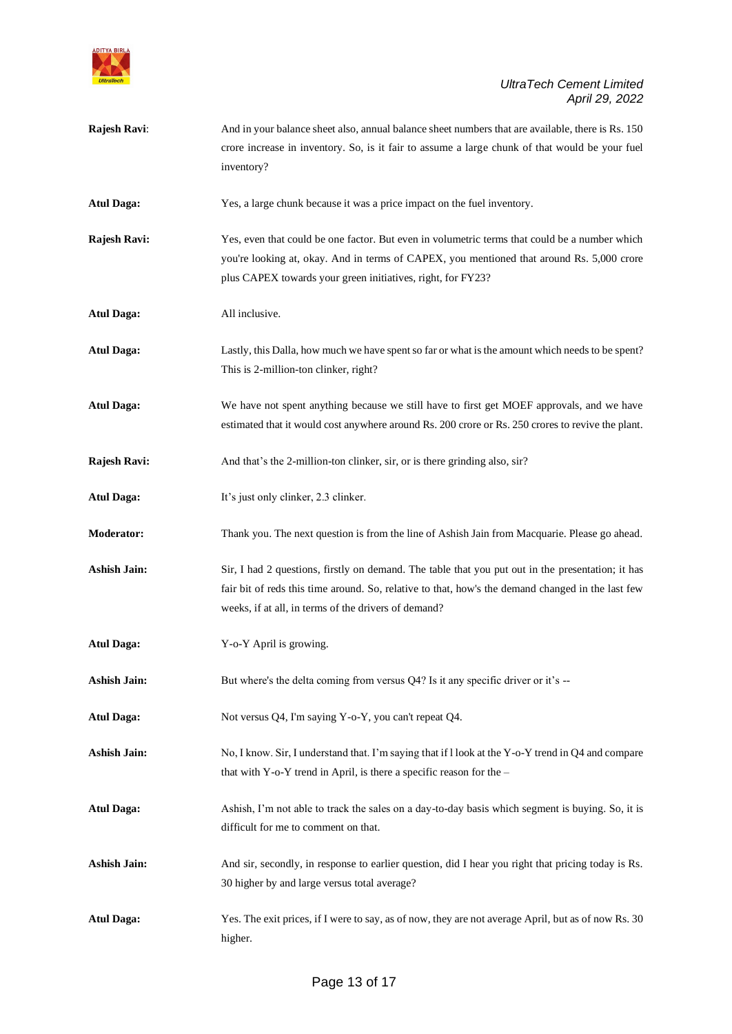**Rajesh Ravi**: And in your balance sheet also, annual balance sheet numbers that are available, there is Rs. 150 crore increase in inventory. So, is it fair to assume a large chunk of that would be your fuel inventory?

**Atul Daga:** Yes, a large chunk because it was a price impact on the fuel inventory.

**Rajesh Ravi:** Yes, even that could be one factor. But even in volumetric terms that could be a number which you're looking at, okay. And in terms of CAPEX, you mentioned that around Rs. 5,000 crore plus CAPEX towards your green initiatives, right, for FY23?

**Atul Daga:** All inclusive.

**Atul Daga:** Lastly, this Dalla, how much we have spent so far or what is the amount which needs to be spent? This is 2-million-ton clinker, right?

**Atul Daga:** We have not spent anything because we still have to first get MOEF approvals, and we have estimated that it would cost anywhere around Rs. 200 crore or Rs. 250 crores to revive the plant.

**Rajesh Ravi:** And that's the 2-million-ton clinker, sir, or is there grinding also, sir?

**Atul Daga:** It's just only clinker, 2.3 clinker.

**Moderator:** Thank you. The next question is from the line of Ashish Jain from Macquarie. Please go ahead.

**Ashish Jain:** Sir, I had 2 questions, firstly on demand. The table that you put out in the presentation; it has fair bit of reds this time around. So, relative to that, how's the demand changed in the last few weeks, if at all, in terms of the drivers of demand?

**Atul Daga:** Y-o-Y April is growing.

**Ashish Jain:** But where's the delta coming from versus Q4? Is it any specific driver or it's --

**Atul Daga:** Not versus Q4, I'm saying Y-o-Y, you can't repeat Q4.

**Ashish Jain:** No, I know. Sir, I understand that. I'm saying that if I look at the Y-o-Y trend in Q4 and compare that with Y-o-Y trend in April, is there a specific reason for the –

**Atul Daga:** Ashish, I'm not able to track the sales on a day-to-day basis which segment is buying. So, it is difficult for me to comment on that.

**Ashish Jain:** And sir, secondly, in response to earlier question, did I hear you right that pricing today is Rs. 30 higher by and large versus total average?

**Atul Daga**: Yes. The exit prices, if I were to say, as of now, they are not average April, but as of now Rs. 30 higher.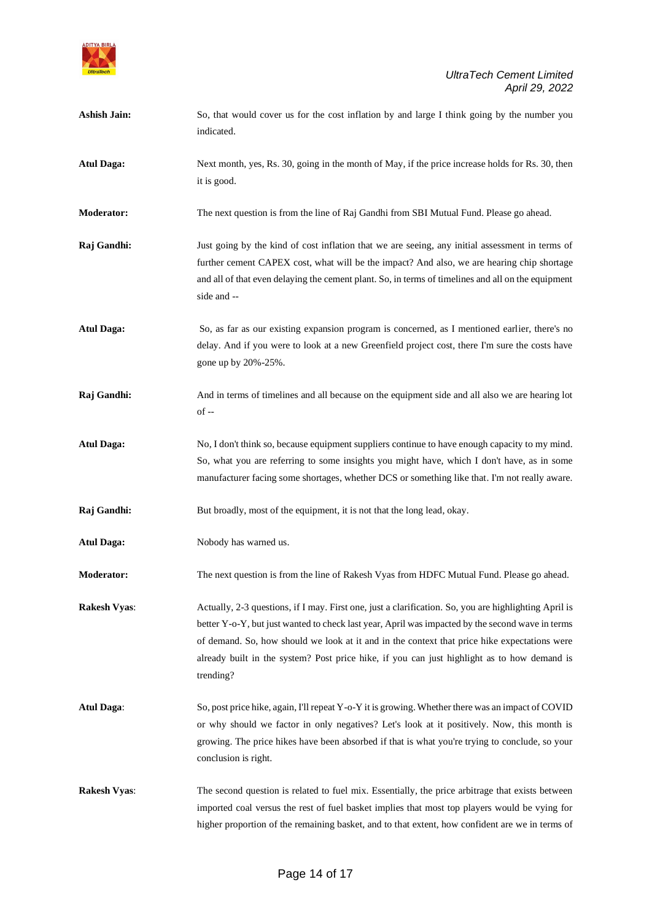**Ashish Jain:** So, that would cover us for the cost inflation by and large I think going by the number you indicated.

**Atul Daga:** Next month, yes, Rs. 30, going in the month of May, if the price increase holds for Rs. 30, then it is good.

**Moderator:** The next question is from the line of Raj Gandhi from SBI Mutual Fund. Please go ahead.

**Raj Gandhi:** Just going by the kind of cost inflation that we are seeing, any initial assessment in terms of further cement CAPEX cost, what will be the impact? And also, we are hearing chip shortage and all of that even delaying the cement plant. So, in terms of timelines and all on the equipment side and --

**Atul Daga:** So, as far as our existing expansion program is concerned, as I mentioned earlier, there's no delay. And if you were to look at a new Greenfield project cost, there I'm sure the costs have gone up by 20%-25%.

**Raj Gandhi:** And in terms of timelines and all because on the equipment side and all also we are hearing lot of --

**Atul Daga:** No, I don't think so, because equipment suppliers continue to have enough capacity to my mind. So, what you are referring to some insights you might have, which I don't have, as in some manufacturer facing some shortages, whether DCS or something like that. I'm not really aware.

**Raj Gandhi:** But broadly, most of the equipment, it is not that the long lead, okay.

**Atul Daga:** Nobody has warned us.

**Moderator:** The next question is from the line of Rakesh Vyas from HDFC Mutual Fund. Please go ahead.

**Rakesh Vyas**: Actually, 2-3 questions, if I may. First one, just a clarification. So, you are highlighting April is better Y-o-Y, but just wanted to check last year, April was impacted by the second wave in terms of demand. So, how should we look at it and in the context that price hike expectations were already built in the system? Post price hike, if you can just highlight as to how demand is trending?

**Atul Daga**: So, post price hike, again, I'll repeat Y-o-Y it is growing. Whether there was an impact of COVID or why should we factor in only negatives? Let's look at it positively. Now, this month is growing. The price hikes have been absorbed if that is what you're trying to conclude, so your conclusion is right.

**Rakesh Vyas**: The second question is related to fuel mix. Essentially, the price arbitrage that exists between imported coal versus the rest of fuel basket implies that most top players would be vying for higher proportion of the remaining basket, and to that extent, how confident are we in terms of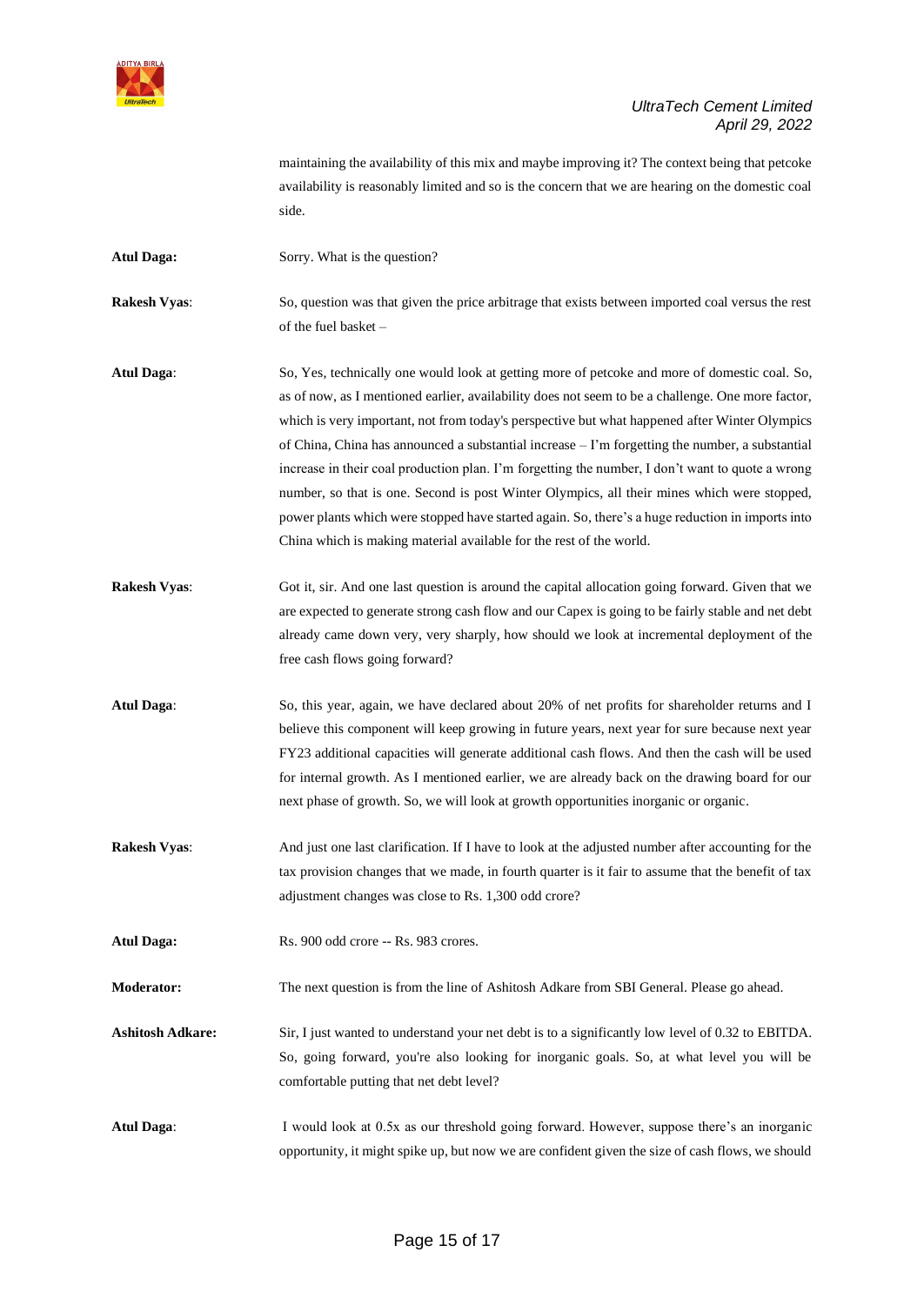maintaining the availability of this mix and maybe improving it? The context being that petcoke availability is reasonably limited and so is the concern that we are hearing on the domestic coal side.

**Atul Daga:** Sorry. What is the question?

**Rakesh Vyas**: So, question was that given the price arbitrage that exists between imported coal versus the rest of the fuel basket –

**Atul Daga**: So, Yes, technically one would look at getting more of petcoke and more of domestic coal. So, as of now, as I mentioned earlier, availability does not seem to be a challenge. One more factor, which is very important, not from today's perspective but what happened after Winter Olympics of China, China has announced a substantial increase – I'm forgetting the number, a substantial increase in their coal production plan. I'm forgetting the number, I don't want to quote a wrong number, so that is one. Second is post Winter Olympics, all their mines which were stopped, power plants which were stopped have started again. So, there's a huge reduction in imports into China which is making material available for the rest of the world.

**Rakesh Vyas**: Got it, sir. And one last question is around the capital allocation going forward. Given that we are expected to generate strong cash flow and our Capex is going to be fairly stable and net debt already came down very, very sharply, how should we look at incremental deployment of the free cash flows going forward?

**Atul Daga**: So, this year, again, we have declared about 20% of net profits for shareholder returns and I believe this component will keep growing in future years, next year for sure because next year FY23 additional capacities will generate additional cash flows. And then the cash will be used for internal growth. As I mentioned earlier, we are already back on the drawing board for our next phase of growth. So, we will look at growth opportunities inorganic or organic.

**Rakesh Vyas**: And just one last clarification. If I have to look at the adjusted number after accounting for the tax provision changes that we made, in fourth quarter is it fair to assume that the benefit of tax adjustment changes was close to Rs. 1,300 odd crore?

**Atul Daga:** Rs. 900 odd crore -- Rs. 983 crores.

**Moderator:** The next question is from the line of Ashitosh Adkare from SBI General. Please go ahead.

**Ashitosh Adkare:** Sir, I just wanted to understand your net debt is to a significantly low level of 0.32 to EBITDA. So, going forward, you're also looking for inorganic goals. So, at what level you will be comfortable putting that net debt level?

**Atul Daga**: I would look at 0.5x as our threshold going forward. However, suppose there's an inorganic opportunity, it might spike up, but now we are confident given the size of cash flows, we should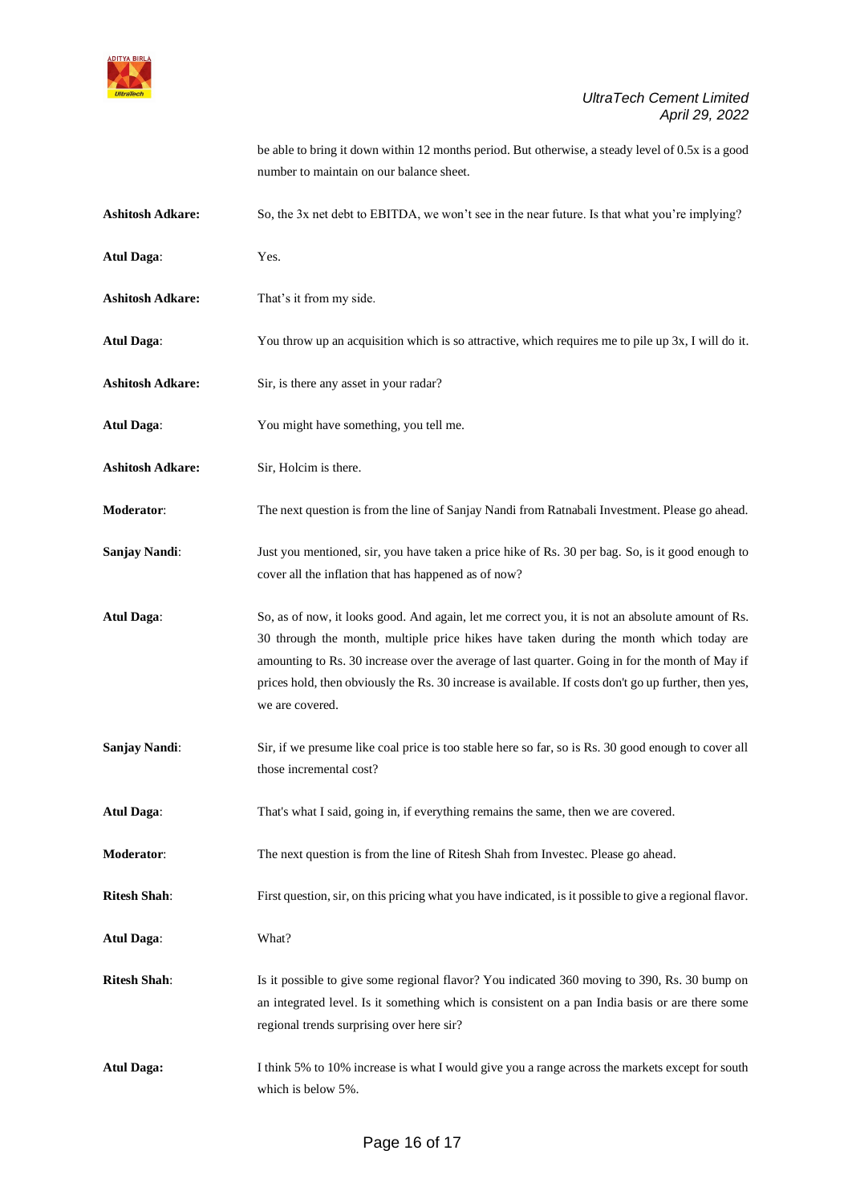be able to bring it down within 12 months period. But otherwise, a steady level of 0.5x is a good number to maintain on our balance sheet.

**Ashitosh Adkare:** So, the 3x net debt to EBITDA, we won't see in the near future. Is that what you're implying?

**Atul Daga**: Yes.

**Ashitosh Adkare:** That's it from my side.

**Atul Daga**: You throw up an acquisition which is so attractive, which requires me to pile up 3x, I will do it.

**Ashitosh Adkare:** Sir, is there any asset in your radar?

**Atul Daga**: You might have something, you tell me.

**Ashitosh Adkare:** Sir, Holcim is there.

**Moderator**: The next question is from the line of Sanjay Nandi from Ratnabali Investment. Please go ahead.

**Sanjay Nandi**: Just you mentioned, sir, you have taken a price hike of Rs. 30 per bag. So, is it good enough to cover all the inflation that has happened as of now?

**Atul Daga**: So, as of now, it looks good. And again, let me correct you, it is not an absolute amount of Rs. 30 through the month, multiple price hikes have taken during the month which today are amounting to Rs. 30 increase over the average of last quarter. Going in for the month of May if prices hold, then obviously the Rs. 30 increase is available. If costs don't go up further, then yes, we are covered.

**Sanjay Nandi**: Sir, if we presume like coal price is too stable here so far, so is Rs. 30 good enough to cover all those incremental cost?

**Atul Daga**: That's what I said, going in, if everything remains the same, then we are covered.

**Moderator**: The next question is from the line of Ritesh Shah from Investec. Please go ahead.

**Ritesh Shah**: First question, sir, on this pricing what you have indicated, is it possible to give a regional flavor.

**Atul Daga**: What?

**Ritesh Shah**: Is it possible to give some regional flavor? You indicated 360 moving to 390, Rs. 30 bump on an integrated level. Is it something which is consistent on a pan India basis or are there some regional trends surprising over here sir?

**Atul Daga:** I think 5% to 10% increase is what I would give you a range across the markets except for south which is below 5%.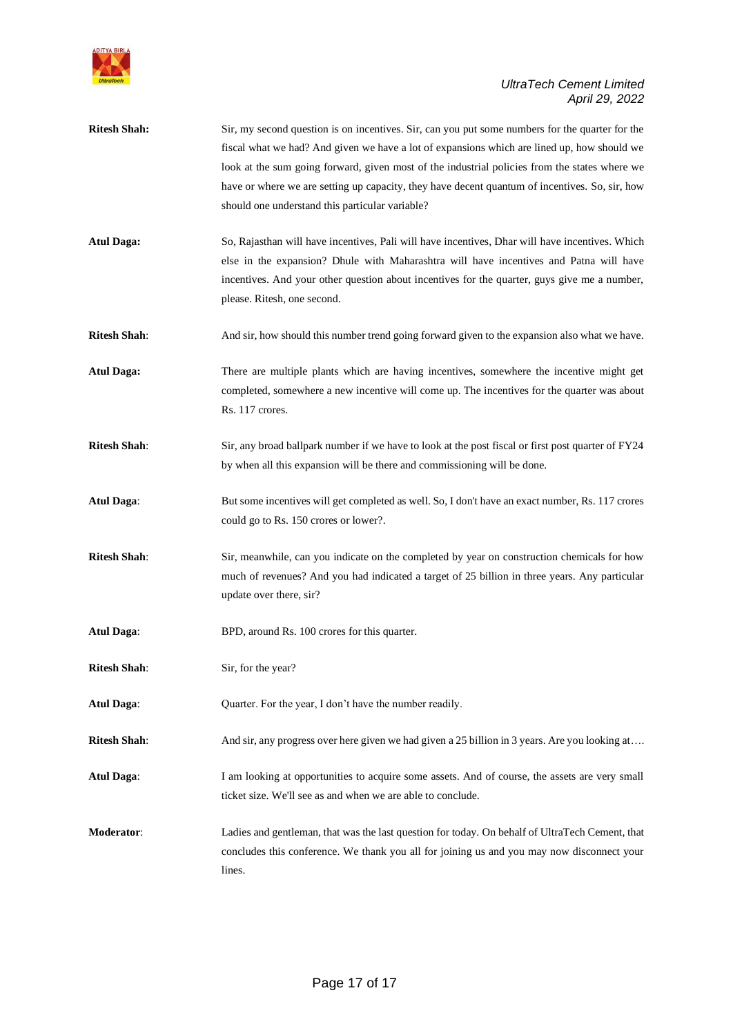**Ritesh Shah:** Sir, my second question is on incentives. Sir, can you put some numbers for the quarter for the fiscal what we had? And given we have a lot of expansions which are lined up, how should we look at the sum going forward, given most of the industrial policies from the states where we have or where we are setting up capacity, they have decent quantum of incentives. So, sir, how should one understand this particular variable?

**Atul Daga:** So, Rajasthan will have incentives, Pali will have incentives, Dhar will have incentives. Which else in the expansion? Dhule with Maharashtra will have incentives and Patna will have incentives. And your other question about incentives for the quarter, guys give me a number, please. Ritesh, one second.

**Ritesh Shah**: And sir, how should this number trend going forward given to the expansion also what we have.

**Atul Daga:** There are multiple plants which are having incentives, somewhere the incentive might get completed, somewhere a new incentive will come up. The incentives for the quarter was about Rs. 117 crores.

**Ritesh Shah**: Sir, any broad ballpark number if we have to look at the post fiscal or first post quarter of FY24 by when all this expansion will be there and commissioning will be done.

**Atul Daga**: But some incentives will get completed as well. So, I don't have an exact number, Rs. 117 crores could go to Rs. 150 crores or lower?.

**Ritesh Shah**: Sir, meanwhile, can you indicate on the completed by year on construction chemicals for how much of revenues? And you had indicated a target of 25 billion in three years. Any particular update over there, sir?

**Atul Daga**: BPD, around Rs. 100 crores for this quarter.

**Ritesh Shah**: Sir, for the year?

**Atul Daga**: Quarter. For the year, I don't have the number readily.

**Ritesh Shah**: And sir, any progress over here given we had given a 25 billion in 3 years. Are you looking at….

**Atul Daga**: I am looking at opportunities to acquire some assets. And of course, the assets are very small ticket size. We'll see as and when we are able to conclude.

**Moderator**: Ladies and gentleman, that was the last question for today. On behalf of UltraTech Cement, that concludes this conference. We thank you all for joining us and you may now disconnect your lines.